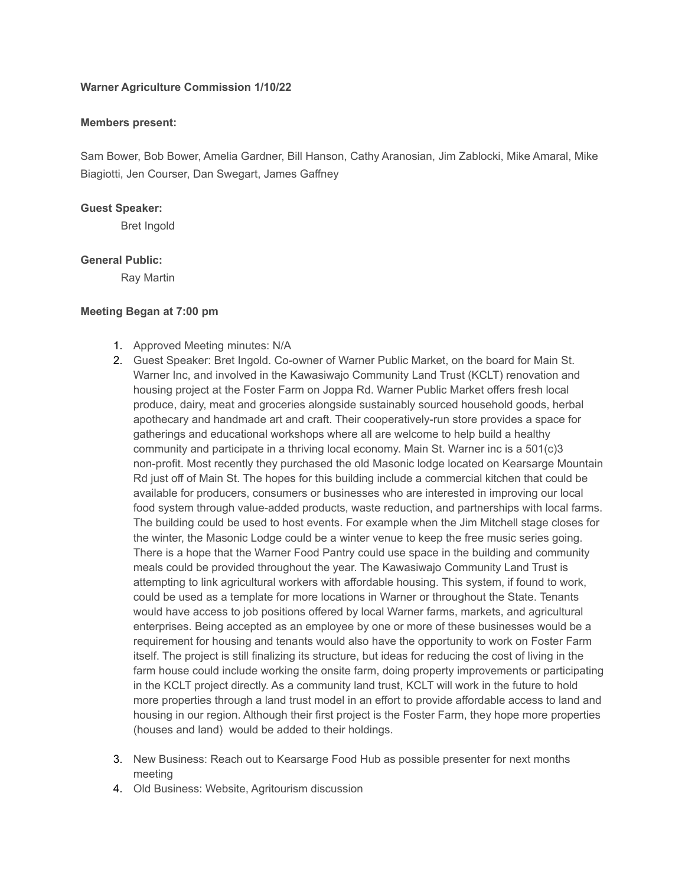**Warner Agriculture Commission 1/10/22**

**Members present:**

Sam Bower, Bob Bower, Amelia Gardner, Bill Hanson, Cathy Aranosian, Jim Zablocki, Mike Amaral, Mike Biagiotti, Jen Courser, Dan Swegart, James Gaffney

**Guest Speaker:**

Bret Ingold

**General Public:**

Ray Martin

**Meeting Began at 7:00 pm**

1. Approved Meeting minutes: N/A
2. Guest Speaker: Bret Ingold. Co-owner of Warner Public Market, on the board for Main St. Warner Inc, and involved in the Kawasiwajo Community Land Trust (KCLT) renovation and housing project at the Foster Farm on Joppa Rd. Warner Public Market offers fresh local produce, dairy, meat and groceries alongside sustainably sourced household goods, herbal apothecary and handmade art and craft. Their cooperatively-run store provides a space for gatherings and educational workshops where all are welcome to help build a healthy community and participate in a thriving local economy. Main St. Warner inc is a 501(c)3 non-profit. Most recently they purchased the old Masonic lodge located on Kearsarge Mountain Rd just off of Main St. The hopes for this building include a commercial kitchen that could be available for producers, consumers or businesses who are interested in improving our local food system through value-added products, waste reduction, and partnerships with local farms. The building could be used to host events. For example when the Jim Mitchell stage closes for the winter, the Masonic Lodge could be a winter venue to keep the free music series going. There is a hope that the Warner Food Pantry could use space in the building and community meals could be provided throughout the year. The Kawasiwajo Community Land Trust is attempting to link agricultural workers with affordable housing. This system, if found to work, could be used as a template for more locations in Warner or throughout the State. Tenants would have access to job positions offered by local Warner farms, markets, and agricultural enterprises. Being accepted as an employee by one or more of these businesses would be a requirement for housing and tenants would also have the opportunity to work on Foster Farm itself. The project is still finalizing its structure, but ideas for reducing the cost of living in the farm house could include working the onsite farm, doing property improvements or participating in the KCLT project directly. As a community land trust, KCLT will work in the future to hold more properties through a land trust model in an effort to provide affordable access to land and housing in our region. Although their first project is the Foster Farm, they hope more properties (houses and land) would be added to their holdings.
3. New Business: Reach out to Kearsarge Food Hub as possible presenter for next months meeting
4. Old Business: Website, Agritourism discussion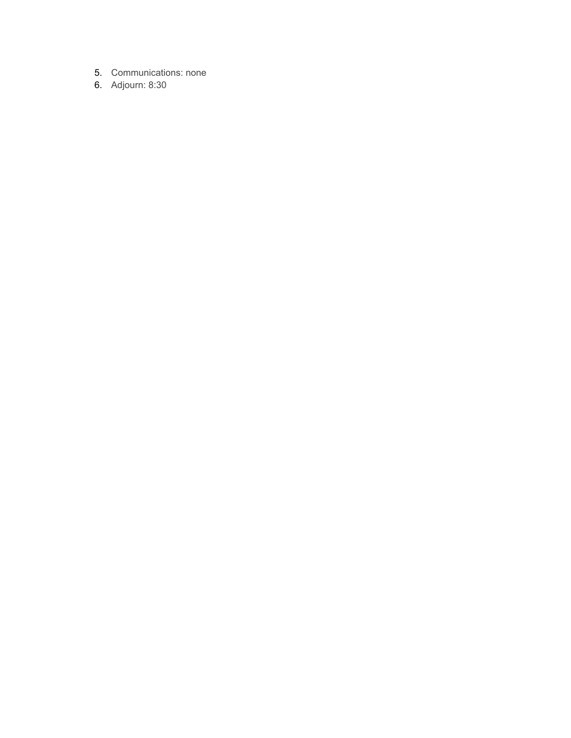5. Communications: none
6. Adjourn: 8:30